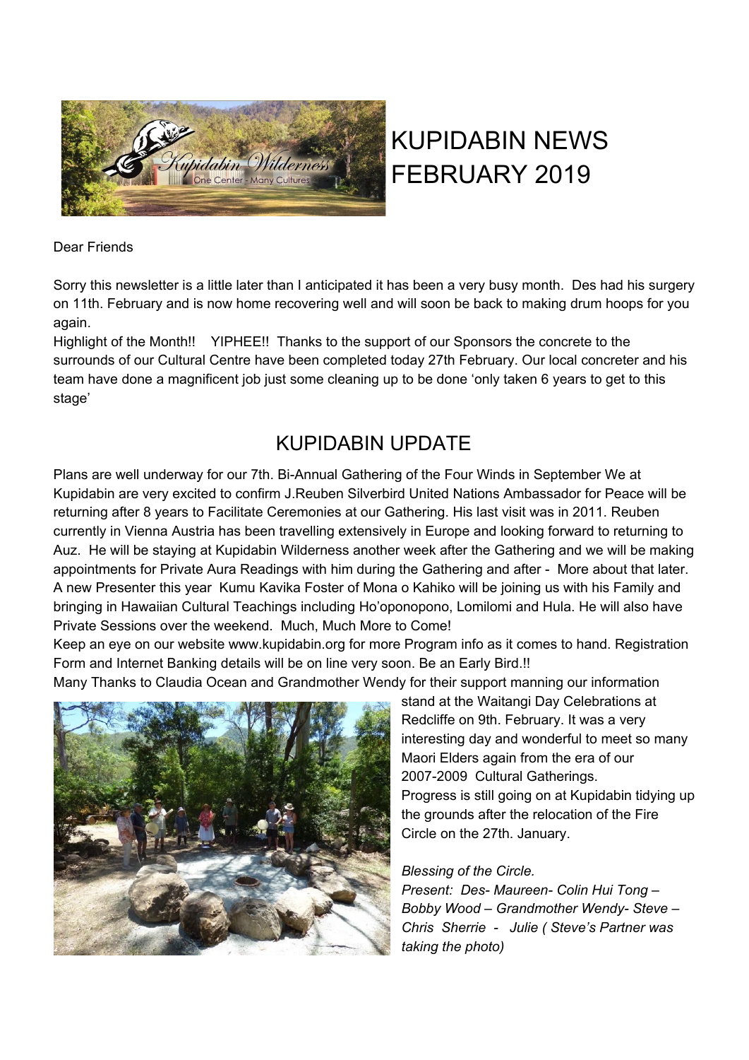# KUPIDABIN NEWS FEBRUARY 2019

Dear Friends

Sorry this newsletter is a little later than I anticipated it has been a very busy month. Des had his surgery on 11th. February and is now home recovering well and will soon be back to making drum hoops for you again.

Highlight of the Month!! YIPHEE!! Thanks to the support of our Sponsors the concrete to the surrounds of our Cultural Centre have been completed today 27th February. Our local concreter and his team have done a magnificent job just some cleaning up to be done 'only taken 6 years to get to this stage'

## KUPIDABIN UPDATE

Plans are well underway for our 7th. Bi-Annual Gathering of the Four Winds in September We at Kupidabin are very excited to confirm J.Reuben Silverbird United Nations Ambassador for Peace will be returning after 8 years to Facilitate Ceremonies at our Gathering. His last visit was in 2011. Reuben currently in Vienna Austria has been travelling extensively in Europe and looking forward to returning to Auz. He will be staying at Kupidabin Wilderness another week after the Gathering and we will be making appointments for Private Aura Readings with him during the Gathering and after - More about that later. A new Presenter this year Kumu Kavika Foster of Mona o Kahiko will be joining us with his Family and bringing in Hawaiian Cultural Teachings including Ho'oponopono, Lomilomi and Hula. He will also have Private Sessions over the weekend. Much, Much More to Come!

Keep an eye on our website www.kupidabin.org for more Program info as it comes to hand. Registration Form and Internet Banking details will be on line very soon. Be an Early Bird.!!

Many Thanks to Claudia Ocean and Grandmother Wendy for their support manning our information stand at the Waitangi Day Celebrations at Redcliffe on 9th. February. It was a very interesting day and wonderful to meet so many Maori Elders again from the era of our 2007-2009 Cultural Gatherings.

Progress is still going on at Kupidabin tidying up the grounds after the relocation of the Fire Circle on the 27th. January.

*Blessing of the Circle.*
*Present: Des- Maureen- Colin Hui Tong – Bobby Wood – Grandmother Wendy- Steve – Chris Sherrie - Julie ( Steve's Partner was taking the photo)*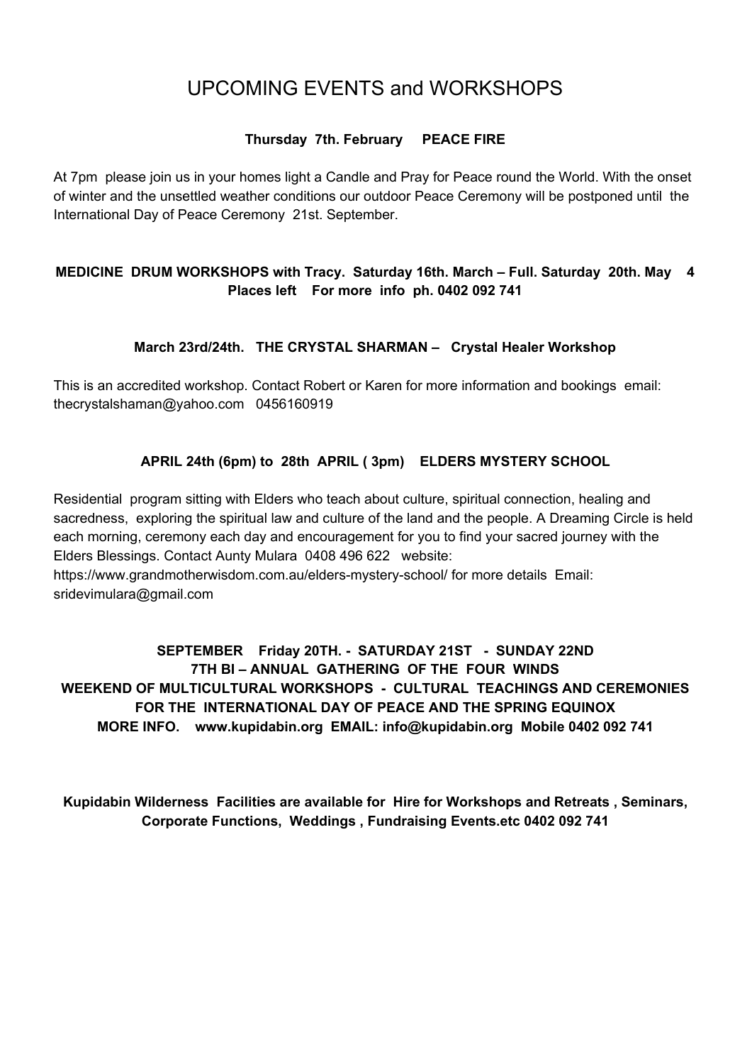# UPCOMING EVENTS and WORKSHOPS

**Thursday 7th. February PEACE FIRE**

At 7pm please join us in your homes light a Candle and Pray for Peace round the World. With the onset of winter and the unsettled weather conditions our outdoor Peace Ceremony will be postponed until the International Day of Peace Ceremony 21st. September.

**MEDICINE DRUM WORKSHOPS with Tracy. Saturday 16th. March – Full. Saturday 20th. May 4 Places left For more info ph. 0402 092 741**

**March 23rd/24th. THE CRYSTAL SHARMAN – Crystal Healer Workshop**

This is an accredited workshop. Contact Robert or Karen for more information and bookings email: thecrystalshaman@yahoo.com 0456160919

**APRIL 24th (6pm) to 28th APRIL ( 3pm) ELDERS MYSTERY SCHOOL**

Residential program sitting with Elders who teach about culture, spiritual connection, healing and sacredness, exploring the spiritual law and culture of the land and the people. A Dreaming Circle is held each morning, ceremony each day and encouragement for you to find your sacred journey with the Elders Blessings. Contact Aunty Mulara 0408 496 622 website: https://www.grandmotherwisdom.com.au/elders-mystery-school/ for more details Email: sridevimulara@gmail.com

**SEPTEMBER Friday 20TH. - SATURDAY 21ST - SUNDAY 22ND**
**7TH BI – ANNUAL GATHERING OF THE FOUR WINDS**
**WEEKEND OF MULTICULTURAL WORKSHOPS - CULTURAL TEACHINGS AND CEREMONIES FOR THE INTERNATIONAL DAY OF PEACE AND THE SPRING EQUINOX**
**MORE INFO. www.kupidabin.org EMAIL: info@kupidabin.org Mobile 0402 092 741**

**Kupidabin Wilderness Facilities are available for Hire for Workshops and Retreats , Seminars, Corporate Functions, Weddings , Fundraising Events.etc 0402 092 741**